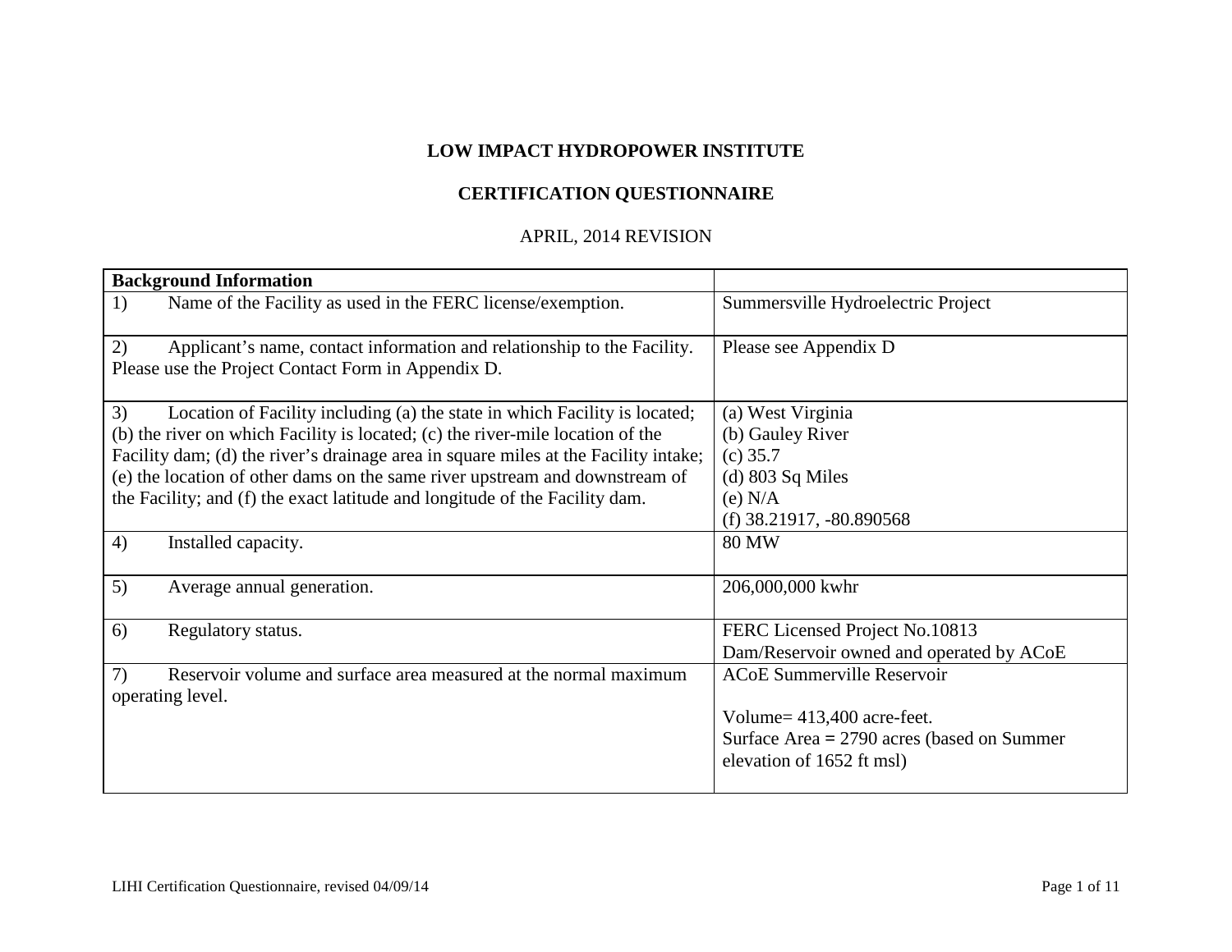# LOW IMPACT HYDROPOWER INSTITUTE

## CERTIFICATION QUESTIONNAIRE

APRIL, 2014 REVISION

| **Background Information** | |
|---|---|
| 1) Name of the Facility as used in the FERC license/exemption. | Summersville Hydroelectric Project |
| 2) Applicant's name, contact information and relationship to the Facility. Please use the Project Contact Form in Appendix D. | Please see Appendix D |
| 3) Location of Facility including (a) the state in which Facility is located; (b) the river on which Facility is located; (c) the river-mile location of the Facility dam; (d) the river's drainage area in square miles at the Facility intake; (e) the location of other dams on the same river upstream and downstream of the Facility; and (f) the exact latitude and longitude of the Facility dam. | (a) West Virginia<br>(b) Gauley River<br>(c) 35.7<br>(d) 803 Sq Miles<br>(e) N/A<br>(f) 38.21917, -80.890568 |
| 4) Installed capacity. | 80 MW |
| 5) Average annual generation. | 206,000,000 kwhr |
| 6) Regulatory status. | FERC Licensed Project No.10813<br>Dam/Reservoir owned and operated by ACoE |
| 7) Reservoir volume and surface area measured at the normal maximum operating level. | ACoE Summerville Reservoir<br><br>Volume= 413,400 acre-feet.<br>Surface Area = 2790 acres (based on Summer elevation of 1652 ft msl) |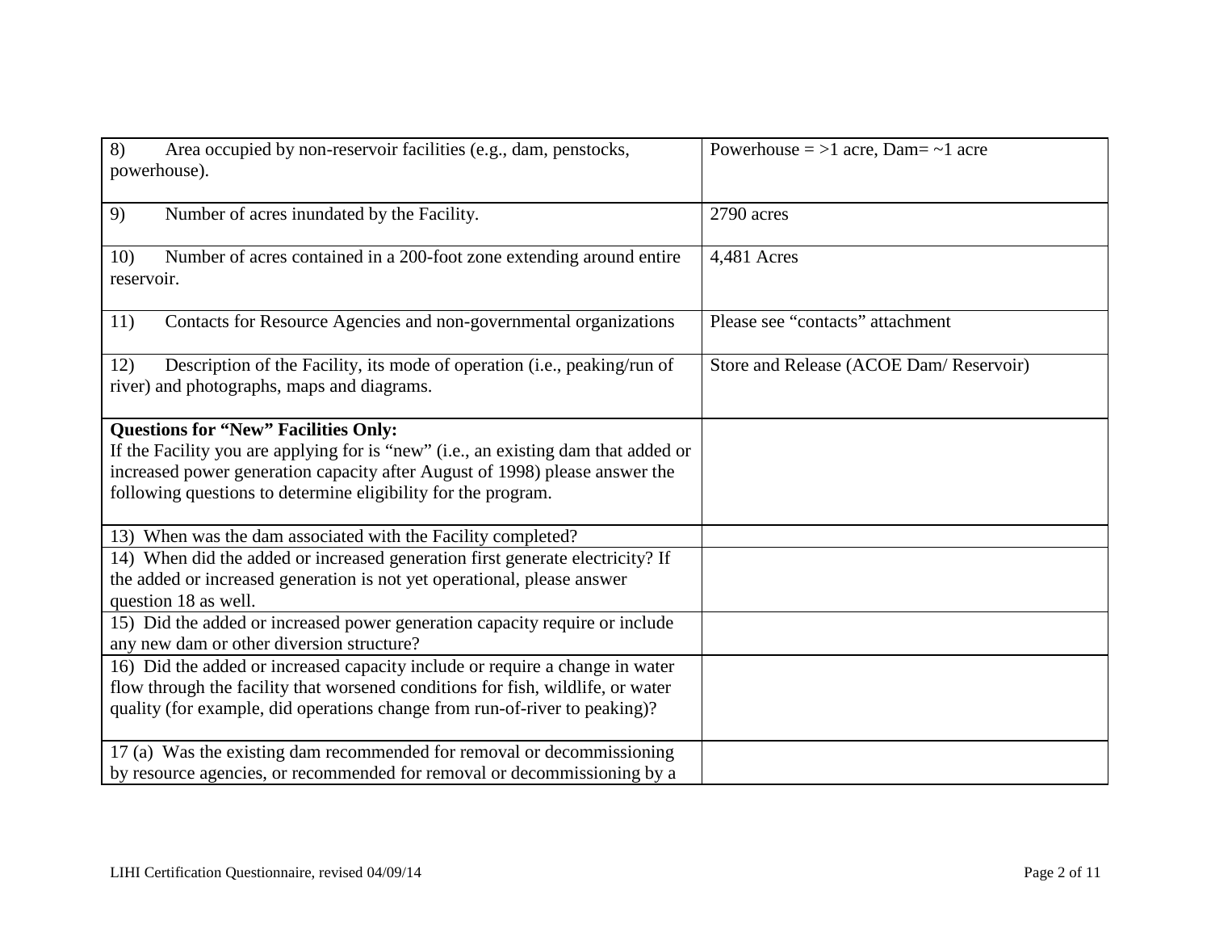| | |
|---|---|
| 8) Area occupied by non-reservoir facilities (e.g., dam, penstocks, powerhouse). | Powerhouse = >1 acre, Dam= ~1 acre |
| 9) Number of acres inundated by the Facility. | 2790 acres |
| 10) Number of acres contained in a 200-foot zone extending around entire reservoir. | 4,481 Acres |
| 11) Contacts for Resource Agencies and non-governmental organizations | Please see "contacts" attachment |
| 12) Description of the Facility, its mode of operation (i.e., peaking/run of river) and photographs, maps and diagrams. | Store and Release (ACOE Dam/ Reservoir) |
| **Questions for "New" Facilities Only:** If the Facility you are applying for is "new" (i.e., an existing dam that added or increased power generation capacity after August of 1998) please answer the following questions to determine eligibility for the program. | |
| 13) When was the dam associated with the Facility completed? | |
| 14) When did the added or increased generation first generate electricity? If the added or increased generation is not yet operational, please answer question 18 as well. | |
| 15) Did the added or increased power generation capacity require or include any new dam or other diversion structure? | |
| 16) Did the added or increased capacity include or require a change in water flow through the facility that worsened conditions for fish, wildlife, or water quality (for example, did operations change from run-of-river to peaking)? | |
| 17 (a) Was the existing dam recommended for removal or decommissioning by resource agencies, or recommended for removal or decommissioning by a | |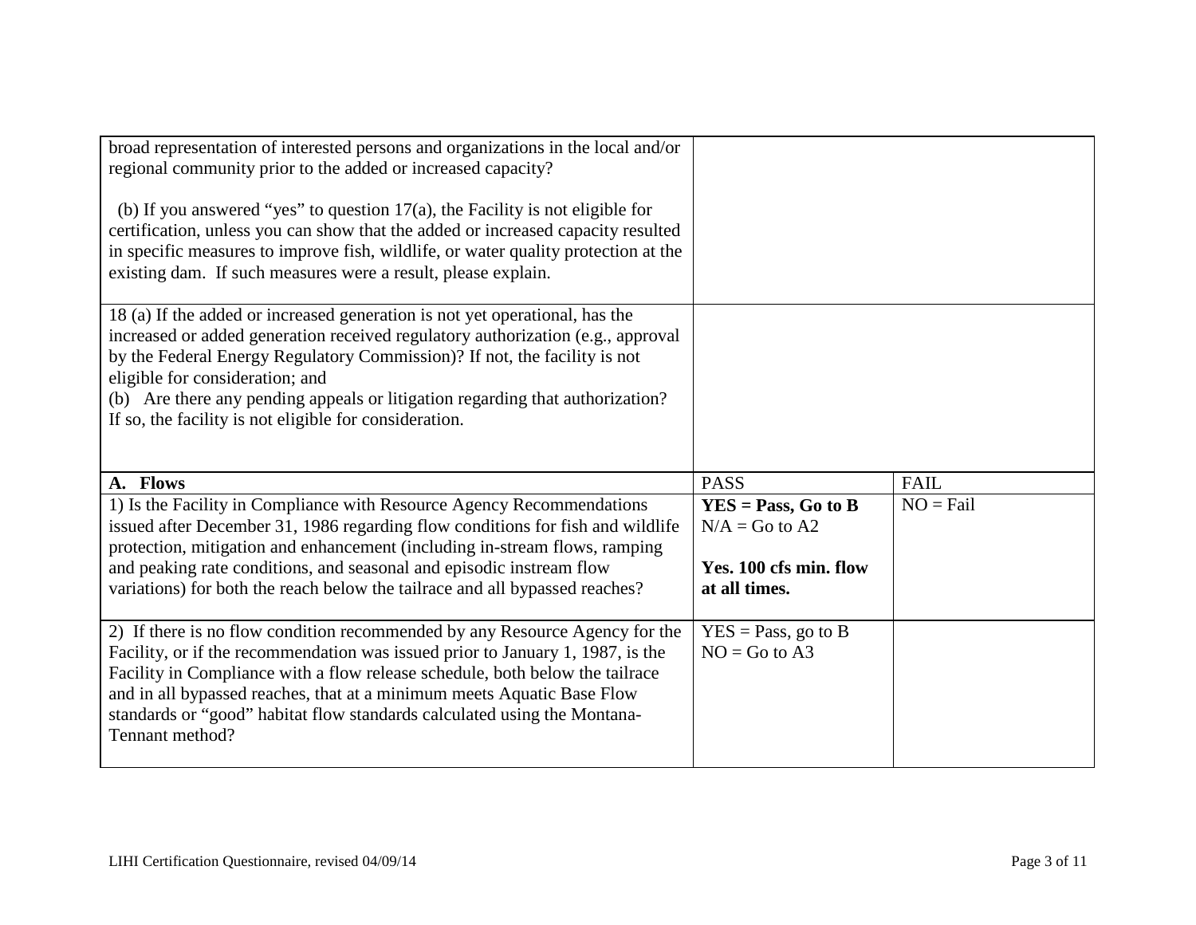| | | |
|---|---|---|
| broad representation of interested persons and organizations in the local and/or regional community prior to the added or increased capacity?<br><br>(b) If you answered "yes" to question 17(a), the Facility is not eligible for certification, unless you can show that the added or increased capacity resulted in specific measures to improve fish, wildlife, or water quality protection at the existing dam. If such measures were a result, please explain. | | |
| 18 (a) If the added or increased generation is not yet operational, has the increased or added generation received regulatory authorization (e.g., approval by the Federal Energy Regulatory Commission)? If not, the facility is not eligible for consideration; and<br>(b) Are there any pending appeals or litigation regarding that authorization? If so, the facility is not eligible for consideration. | | |
| **A. Flows** | PASS | FAIL |
| 1) Is the Facility in Compliance with Resource Agency Recommendations issued after December 31, 1986 regarding flow conditions for fish and wildlife protection, mitigation and enhancement (including in-stream flows, ramping and peaking rate conditions, and seasonal and episodic instream flow variations) for both the reach below the tailrace and all bypassed reaches? | **YES = Pass, Go to B**<br>N/A = Go to A2<br><br>**Yes. 100 cfs min. flow at all times.** | NO = Fail |
| 2) If there is no flow condition recommended by any Resource Agency for the Facility, or if the recommendation was issued prior to January 1, 1987, is the Facility in Compliance with a flow release schedule, both below the tailrace and in all bypassed reaches, that at a minimum meets Aquatic Base Flow standards or "good" habitat flow standards calculated using the Montana-Tennant method? | YES = Pass, go to B<br>NO = Go to A3 | |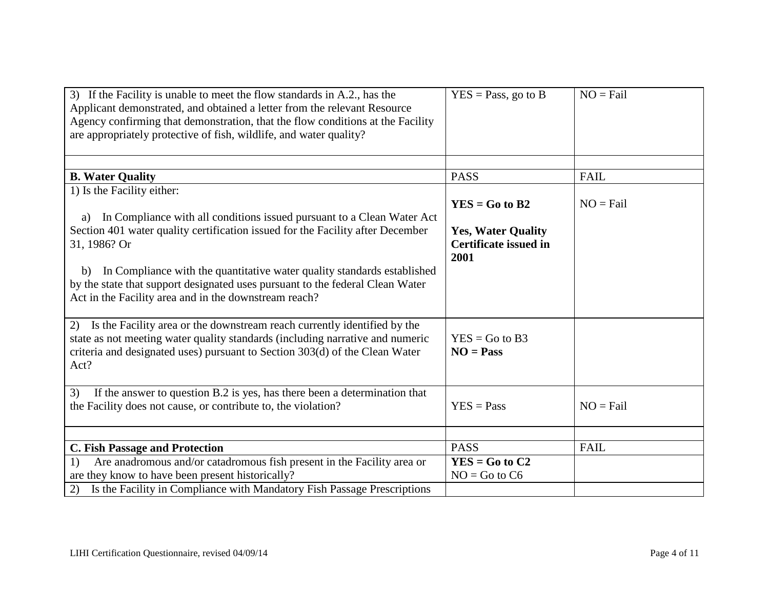| | | |
|---|---|---|
| 3) If the Facility is unable to meet the flow standards in A.2., has the Applicant demonstrated, and obtained a letter from the relevant Resource Agency confirming that demonstration, that the flow conditions at the Facility are appropriately protective of fish, wildlife, and water quality? | YES = Pass, go to B | NO = Fail |
| | | |
| **B. Water Quality** | PASS | FAIL |
| 1) Is the Facility either:<br><br>a) In Compliance with all conditions issued pursuant to a Clean Water Act Section 401 water quality certification issued for the Facility after December 31, 1986? Or<br><br>b) In Compliance with the quantitative water quality standards established by the state that support designated uses pursuant to the federal Clean Water Act in the Facility area and in the downstream reach? | **YES = Go to B2**<br><br>**Yes, Water Quality Certificate issued in 2001** | NO = Fail |
| 2) Is the Facility area or the downstream reach currently identified by the state as not meeting water quality standards (including narrative and numeric criteria and designated uses) pursuant to Section 303(d) of the Clean Water Act? | YES = Go to B3<br>**NO = Pass** | |
| 3) If the answer to question B.2 is yes, has there been a determination that the Facility does not cause, or contribute to, the violation? | YES = Pass | NO = Fail |
| | | |
| **C. Fish Passage and Protection** | PASS | FAIL |
| 1) Are anadromous and/or catadromous fish present in the Facility area or are they know to have been present historically? | **YES = Go to C2**<br>NO = Go to C6 | |
| 2) Is the Facility in Compliance with Mandatory Fish Passage Prescriptions | | |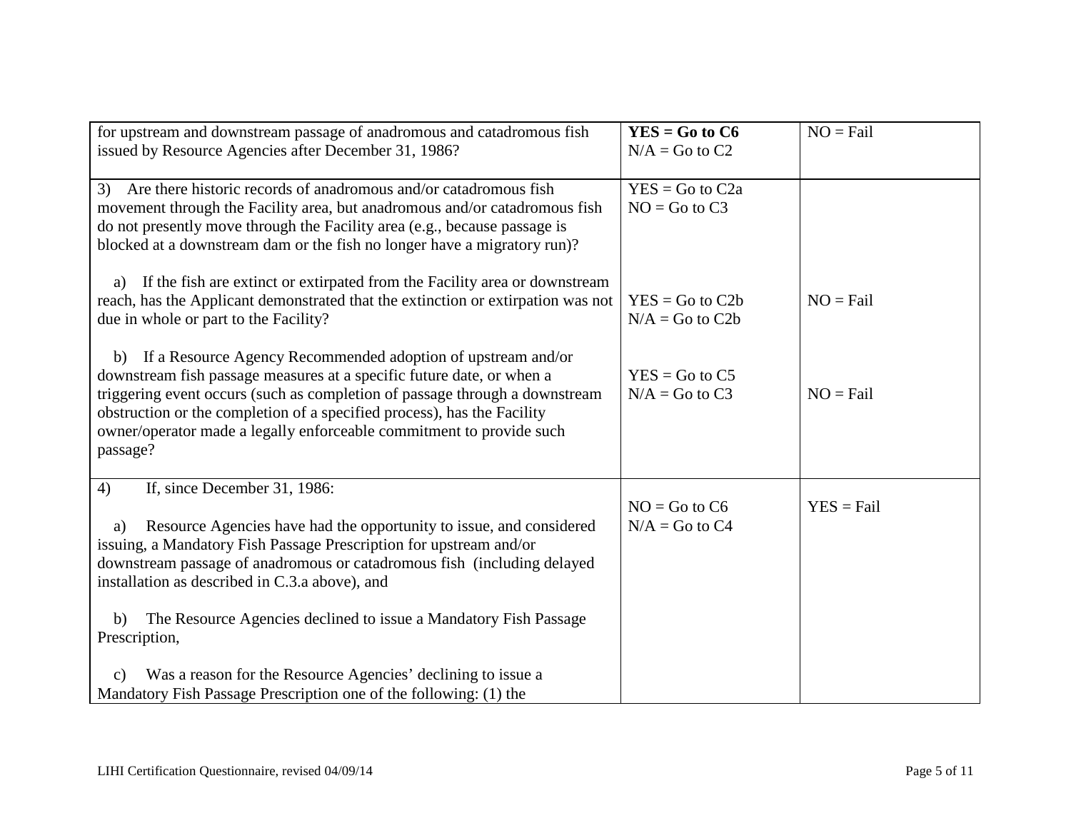| | | |
|---|---|---|
| for upstream and downstream passage of anadromous and catadromous fish issued by Resource Agencies after December 31, 1986? | **YES = Go to C6**<br>N/A = Go to C2 | NO = Fail |
| 3) Are there historic records of anadromous and/or catadromous fish movement through the Facility area, but anadromous and/or catadromous fish do not presently move through the Facility area (e.g., because passage is blocked at a downstream dam or the fish no longer have a migratory run)?<br><br>a) If the fish are extinct or extirpated from the Facility area or downstream reach, has the Applicant demonstrated that the extinction or extirpation was not due in whole or part to the Facility?<br><br>b) If a Resource Agency Recommended adoption of upstream and/or downstream fish passage measures at a specific future date, or when a triggering event occurs (such as completion of passage through a downstream obstruction or the completion of a specified process), has the Facility owner/operator made a legally enforceable commitment to provide such passage? | YES = Go to C2a<br>NO = Go to C3<br><br>YES = Go to C2b<br>N/A = Go to C2b<br><br>YES = Go to C5<br>N/A = Go to C3 | <br><br><br>NO = Fail<br><br><br>NO = Fail |
| 4) If, since December 31, 1986:<br><br>a) Resource Agencies have had the opportunity to issue, and considered issuing, a Mandatory Fish Passage Prescription for upstream and/or downstream passage of anadromous or catadromous fish (including delayed installation as described in C.3.a above), and<br><br>b) The Resource Agencies declined to issue a Mandatory Fish Passage Prescription,<br><br>c) Was a reason for the Resource Agencies' declining to issue a Mandatory Fish Passage Prescription one of the following: (1) the | NO = Go to C6<br>N/A = Go to C4 | YES = Fail |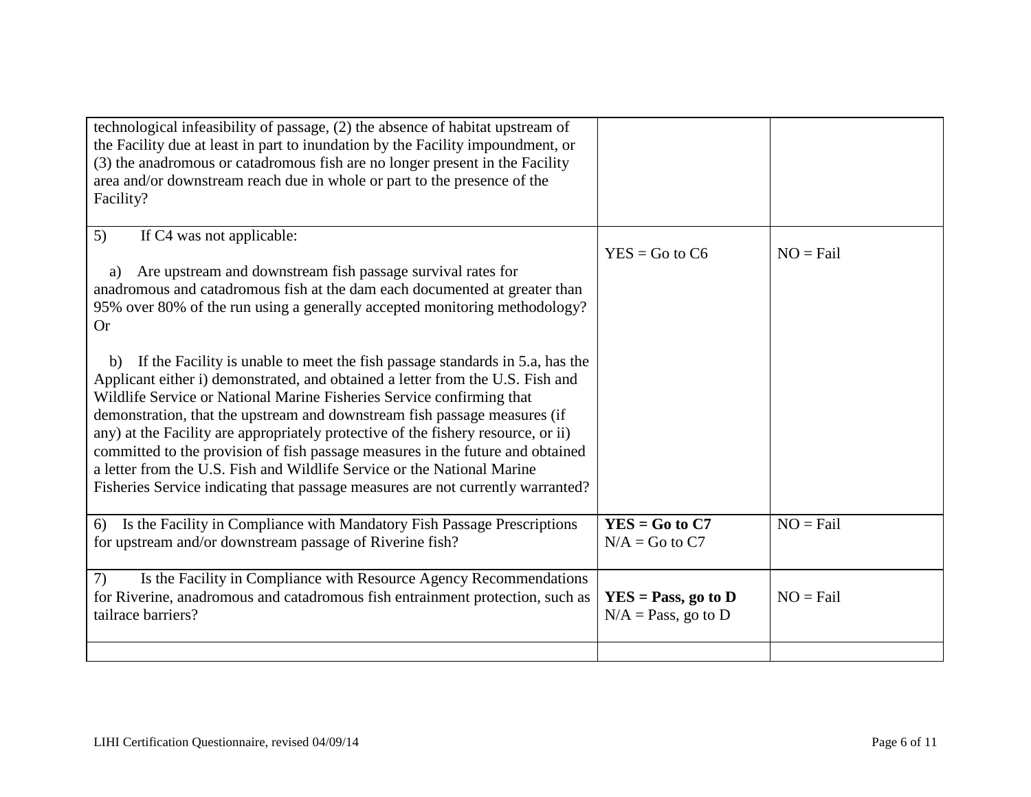| | | |
|---|---|---|
| technological infeasibility of passage, (2) the absence of habitat upstream of the Facility due at least in part to inundation by the Facility impoundment, or (3) the anadromous or catadromous fish are no longer present in the Facility area and/or downstream reach due in whole or part to the presence of the Facility? | | |
| 5) If C4 was not applicable:<br><br>a) Are upstream and downstream fish passage survival rates for anadromous and catadromous fish at the dam each documented at greater than 95% over 80% of the run using a generally accepted monitoring methodology? Or<br><br>b) If the Facility is unable to meet the fish passage standards in 5.a, has the Applicant either i) demonstrated, and obtained a letter from the U.S. Fish and Wildlife Service or National Marine Fisheries Service confirming that demonstration, that the upstream and downstream fish passage measures (if any) at the Facility are appropriately protective of the fishery resource, or ii) committed to the provision of fish passage measures in the future and obtained a letter from the U.S. Fish and Wildlife Service or the National Marine Fisheries Service indicating that passage measures are not currently warranted? | YES = Go to C6 | NO = Fail |
| 6) Is the Facility in Compliance with Mandatory Fish Passage Prescriptions for upstream and/or downstream passage of Riverine fish? | **YES = Go to C7**<br>N/A = Go to C7 | NO = Fail |
| 7) Is the Facility in Compliance with Resource Agency Recommendations for Riverine, anadromous and catadromous fish entrainment protection, such as tailrace barriers? | **YES = Pass, go to D**<br>N/A = Pass, go to D | NO = Fail |
| | | |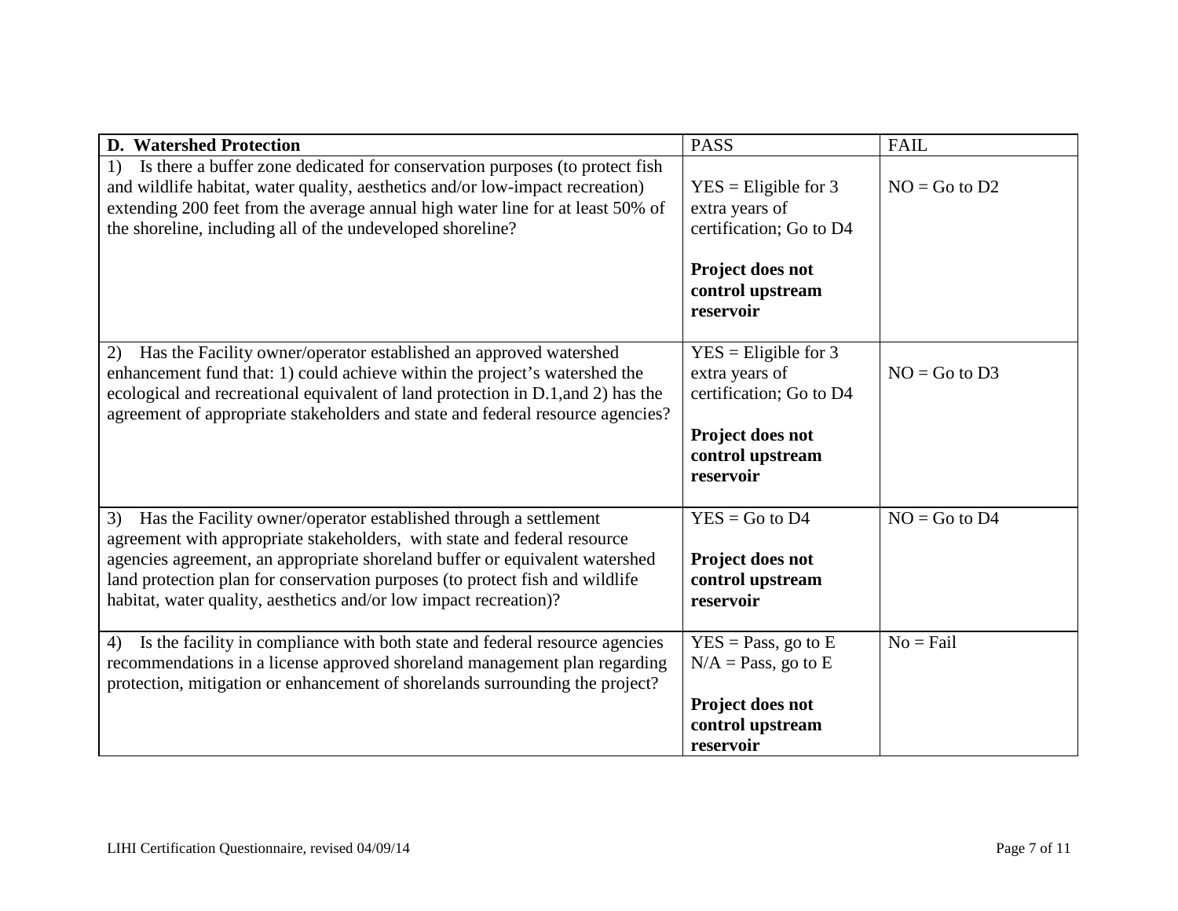| **D. Watershed Protection** | PASS | FAIL |
|---|---|---|
| 1) Is there a buffer zone dedicated for conservation purposes (to protect fish and wildlife habitat, water quality, aesthetics and/or low-impact recreation) extending 200 feet from the average annual high water line for at least 50% of the shoreline, including all of the undeveloped shoreline? | YES = Eligible for 3 extra years of certification; Go to D4<br><br>**Project does not control upstream reservoir** | NO = Go to D2 |
| 2) Has the Facility owner/operator established an approved watershed enhancement fund that: 1) could achieve within the project's watershed the ecological and recreational equivalent of land protection in D.1,and 2) has the agreement of appropriate stakeholders and state and federal resource agencies? | YES = Eligible for 3 extra years of certification; Go to D4<br><br>**Project does not control upstream reservoir** | NO = Go to D3 |
| 3) Has the Facility owner/operator established through a settlement agreement with appropriate stakeholders, with state and federal resource agencies agreement, an appropriate shoreland buffer or equivalent watershed land protection plan for conservation purposes (to protect fish and wildlife habitat, water quality, aesthetics and/or low impact recreation)? | YES = Go to D4<br><br>**Project does not control upstream reservoir** | NO = Go to D4 |
| 4) Is the facility in compliance with both state and federal resource agencies recommendations in a license approved shoreland management plan regarding protection, mitigation or enhancement of shorelands surrounding the project? | YES = Pass, go to E<br>N/A = Pass, go to E<br><br>**Project does not control upstream reservoir** | No = Fail |

LIHI Certification Questionnaire, revised 04/09/14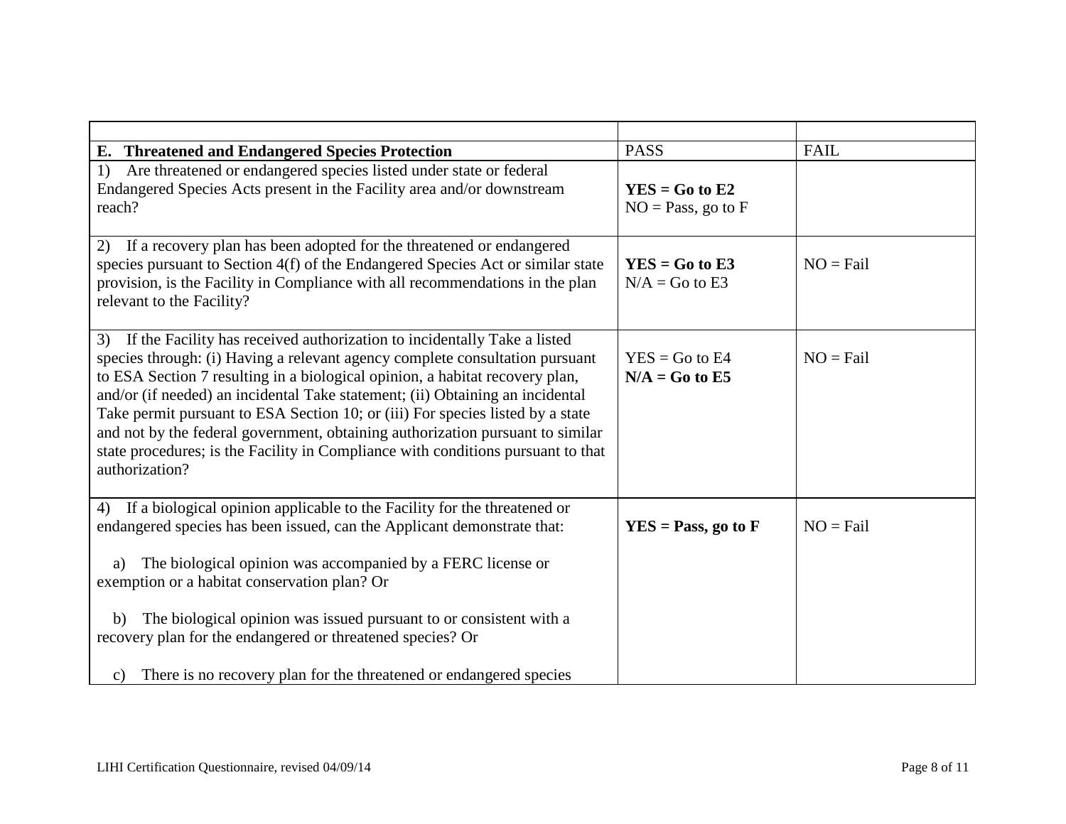| | | |
|---|---|---|
| **E. Threatened and Endangered Species Protection** | PASS | FAIL |
| 1) Are threatened or endangered species listed under state or federal Endangered Species Acts present in the Facility area and/or downstream reach? | **YES = Go to E2**<br>NO = Pass, go to F | |
| 2) If a recovery plan has been adopted for the threatened or endangered species pursuant to Section 4(f) of the Endangered Species Act or similar state provision, is the Facility in Compliance with all recommendations in the plan relevant to the Facility? | **YES = Go to E3**<br>N/A = Go to E3 | NO = Fail |
| 3) If the Facility has received authorization to incidentally Take a listed species through: (i) Having a relevant agency complete consultation pursuant to ESA Section 7 resulting in a biological opinion, a habitat recovery plan, and/or (if needed) an incidental Take statement; (ii) Obtaining an incidental Take permit pursuant to ESA Section 10; or (iii) For species listed by a state and not by the federal government, obtaining authorization pursuant to similar state procedures; is the Facility in Compliance with conditions pursuant to that authorization? | YES = Go to E4<br>**N/A = Go to E5** | NO = Fail |
| 4) If a biological opinion applicable to the Facility for the threatened or endangered species has been issued, can the Applicant demonstrate that:<br><br>a) The biological opinion was accompanied by a FERC license or exemption or a habitat conservation plan? Or<br><br>b) The biological opinion was issued pursuant to or consistent with a recovery plan for the endangered or threatened species? Or<br><br>c) There is no recovery plan for the threatened or endangered species | **YES = Pass, go to F** | NO = Fail |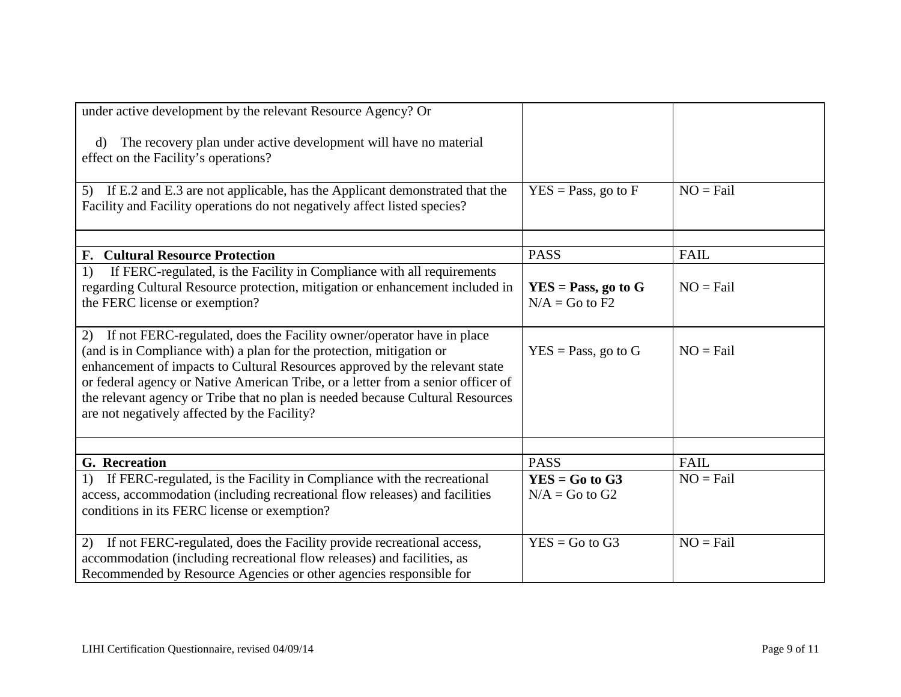| | | |
|---|---|---|
| under active development by the relevant Resource Agency? Or<br><br>d) The recovery plan under active development will have no material effect on the Facility's operations? | | |
| 5) If E.2 and E.3 are not applicable, has the Applicant demonstrated that the Facility and Facility operations do not negatively affect listed species? | YES = Pass, go to F | NO = Fail |
| | | |
| **F. Cultural Resource Protection** | PASS | FAIL |
| 1) If FERC-regulated, is the Facility in Compliance with all requirements regarding Cultural Resource protection, mitigation or enhancement included in the FERC license or exemption? | **YES = Pass, go to G**<br>N/A = Go to F2 | NO = Fail |
| 2) If not FERC-regulated, does the Facility owner/operator have in place (and is in Compliance with) a plan for the protection, mitigation or enhancement of impacts to Cultural Resources approved by the relevant state or federal agency or Native American Tribe, or a letter from a senior officer of the relevant agency or Tribe that no plan is needed because Cultural Resources are not negatively affected by the Facility? | YES = Pass, go to G | NO = Fail |
| | | |
| **G. Recreation** | PASS | FAIL |
| 1) If FERC-regulated, is the Facility in Compliance with the recreational access, accommodation (including recreational flow releases) and facilities conditions in its FERC license or exemption? | **YES = Go to G3**<br>N/A = Go to G2 | NO = Fail |
| 2) If not FERC-regulated, does the Facility provide recreational access, accommodation (including recreational flow releases) and facilities, as Recommended by Resource Agencies or other agencies responsible for | YES = Go to G3 | NO = Fail |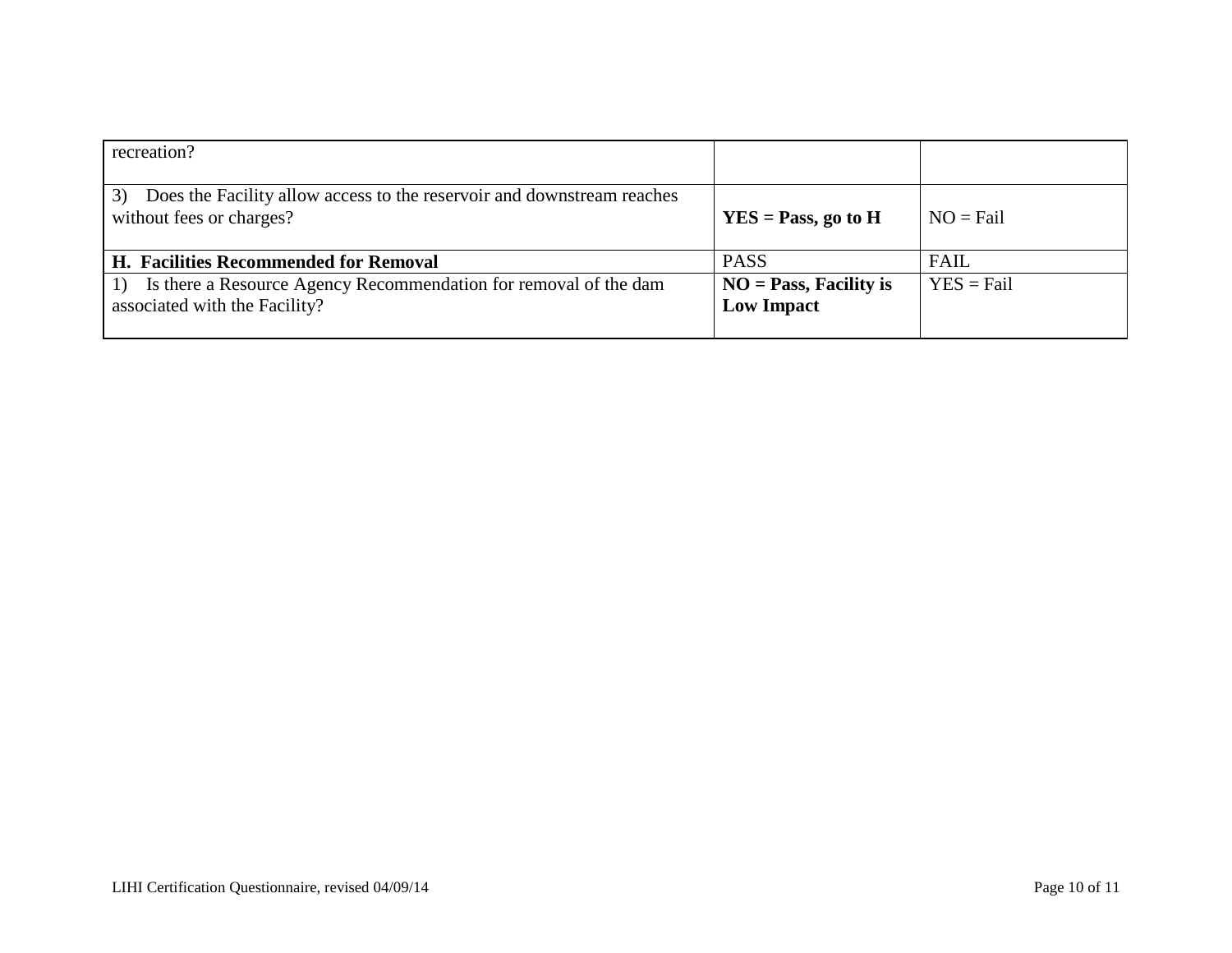| recreation? | | |
|---|---|---|
| 3) Does the Facility allow access to the reservoir and downstream reaches without fees or charges? | **YES = Pass, go to H** | NO = Fail |
| **H. Facilities Recommended for Removal** | PASS | FAIL |
| 1) Is there a Resource Agency Recommendation for removal of the dam associated with the Facility? | **NO = Pass, Facility is Low Impact** | YES = Fail |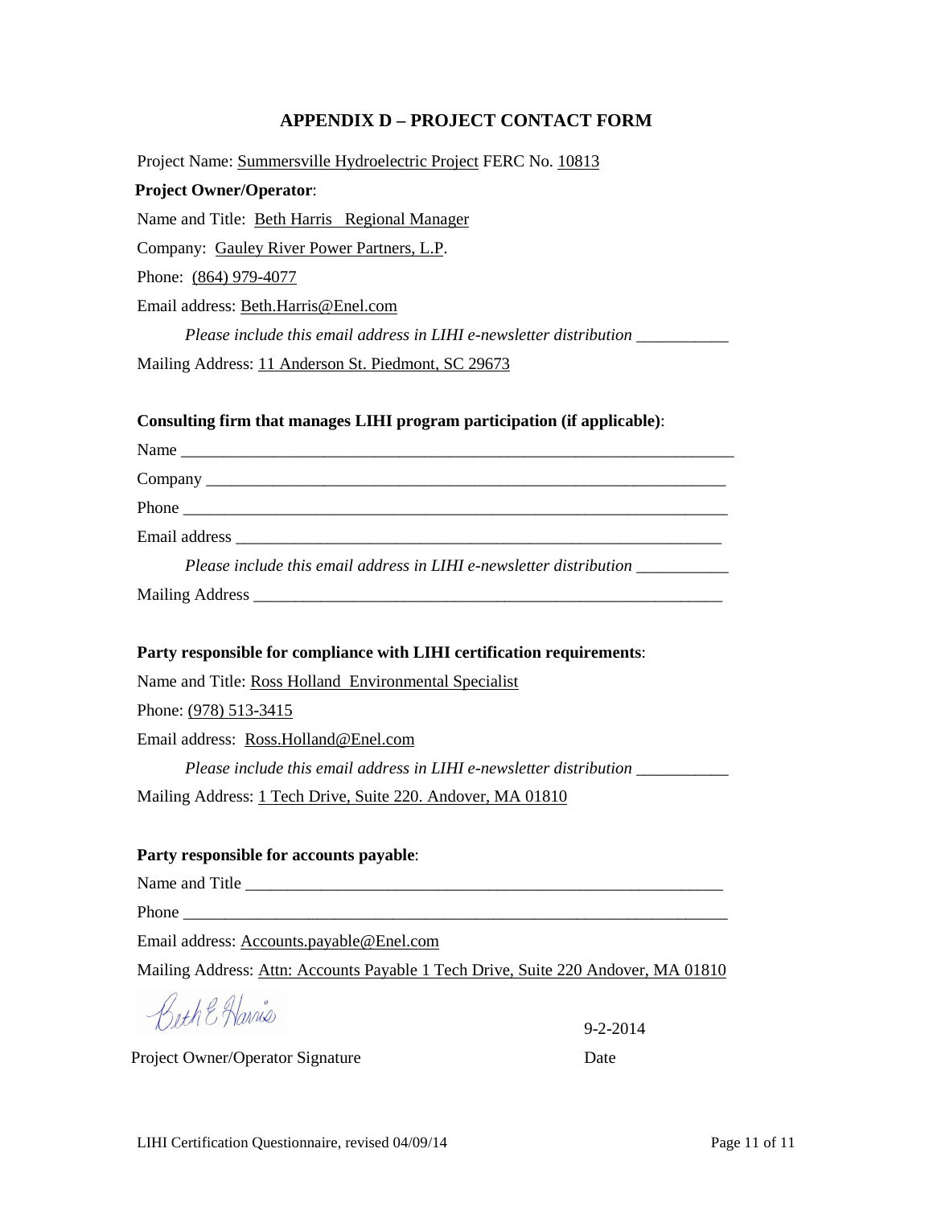## APPENDIX D – PROJECT CONTACT FORM

Project Name: Summersville Hydroelectric Project FERC No. 10813

**Project Owner/Operator**:

Name and Title: Beth Harris Regional Manager

Company: Gauley River Power Partners, L.P.

Phone: (864) 979-4077

Email address: Beth.Harris@Enel.com

*Please include this email address in LIHI e-newsletter distribution* ___________

Mailing Address: 11 Anderson St. Piedmont, SC 29673

**Consulting firm that manages LIHI program participation (if applicable)**:

Name ___________________________________________________________________

Company ________________________________________________________________

Phone __________________________________________________________________

Email address ____________________________________________________________

*Please include this email address in LIHI e-newsletter distribution* ___________

Mailing Address __________________________________________________________

**Party responsible for compliance with LIHI certification requirements**:

Name and Title: Ross Holland Environmental Specialist

Phone: (978) 513-3415

Email address: Ross.Holland@Enel.com

*Please include this email address in LIHI e-newsletter distribution* ___________

Mailing Address: 1 Tech Drive, Suite 220. Andover, MA 01810

**Party responsible for accounts payable**:

Name and Title __________________________________________________________

Phone __________________________________________________________________

Email address: Accounts.payable@Enel.com

Mailing Address: Attn: Accounts Payable 1 Tech Drive, Suite 220 Andover, MA 01810

Beth E Harris

Project Owner/Operator Signature

9-2-2014

Date